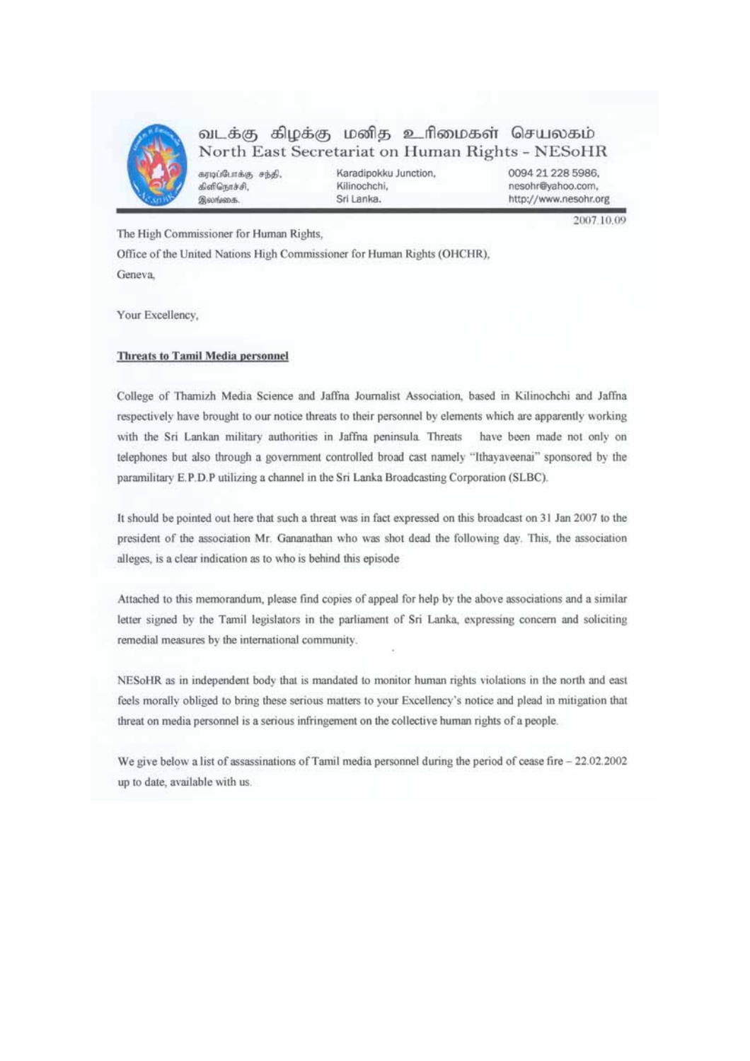வடக்கு கிழக்கு மனித உரிமைகள் செயலகம்
North East Secretariat on Human Rights - NESoHR

கரடிப்போக்கு சந்தி,
கிளிநொச்சி,
இலங்கை.

Karadipokku Junction,
Kilinochchi,
Sri Lanka.

0094 21 228 5986,
nesohr@yahoo.com,
http://www.nesohr.org

2007.10.09

The High Commissioner for Human Rights,
Office of the United Nations High Commissioner for Human Rights (OHCHR),
Geneva,

Your Excellency,

**Threats to Tamil Media personnel**

College of Thamizh Media Science and Jaffna Journalist Association, based in Kilinochchi and Jaffna respectively have brought to our notice threats to their personnel by elements which are apparently working with the Sri Lankan military authorities in Jaffna peninsula. Threats have been made not only on telephones but also through a government controlled broad cast namely "Ithayaveenai" sponsored by the paramilitary E.P.D.P utilizing a channel in the Sri Lanka Broadcasting Corporation (SLBC).

It should be pointed out here that such a threat was in fact expressed on this broadcast on 31 Jan 2007 to the president of the association Mr. Gananathan who was shot dead the following day. This, the association alleges, is a clear indication as to who is behind this episode

Attached to this memorandum, please find copies of appeal for help by the above associations and a similar letter signed by the Tamil legislators in the parliament of Sri Lanka, expressing concern and soliciting remedial measures by the international community.

NESoHR as in independent body that is mandated to monitor human rights violations in the north and east feels morally obliged to bring these serious matters to your Excellency's notice and plead in mitigation that threat on media personnel is a serious infringement on the collective human rights of a people.

We give below a list of assassinations of Tamil media personnel during the period of cease fire – 22.02.2002 up to date, available with us.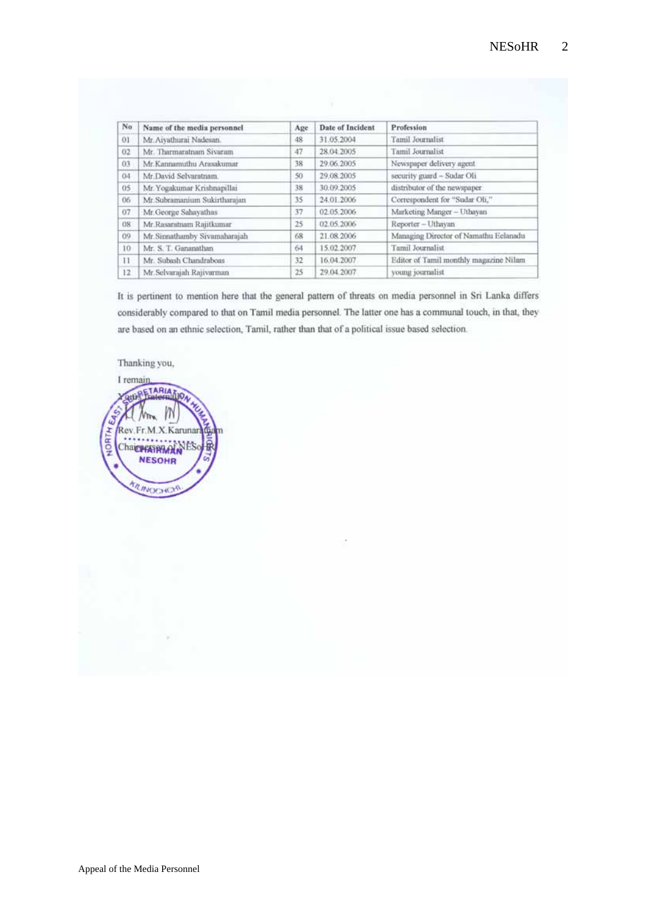| No | Name of the media personnel | Age | Date of Incident | Profession |
|---|---|---|---|---|
| 01 | Mr.Aiyathurai Nadesan. | 48 | 31.05.2004 | Tamil Journalist |
| 02 | Mr. Tharmaratnam Sivaram | 47 | 28.04.2005 | Tamil Journalist |
| 03 | Mr.Kannamuthu Arasakumar | 38 | 29.06.2005 | Newspaper delivery agent |
| 04 | Mr.David Selvaratnam. | 50 | 29.08.2005 | security guard – Sudar Oli |
| 05 | Mr.Yogakumar Krishnapillai | 38 | 30.09.2005 | distributor of the newspaper |
| 06 | Mr.Subramanium Sukirtharajan | 35 | 24.01.2006 | Correspondent for "Sudar Oli," |
| 07 | Mr.George Sahayathas | 37 | 02.05.2006 | Marketing Manger – Uthayan |
| 08 | Mr.Rasaratnam Rajitkumar | 25 | 02.05.2006 | Reporter – Uthayan |
| 09 | Mr.Sinnathamby Sivamaharajah | 68 | 21.08.2006 | Managing Director of Namathu Eelanadu |
| 10 | Mr. S. T. Gananathan | 64 | 15.02.2007 | Tamil Journalist |
| 11 | Mr. Subash Chandraboas | 32 | 16.04.2007 | Editor of Tamil monthly magazine Nilam |
| 12 | Mr.Selvarajah Rajivarman | 25 | 29.04.2007 | young journalist |

It is pertinent to mention here that the general pattern of threats on media personnel in Sri Lanka differs considerably compared to that on Tamil media personnel. The latter one has a communal touch, in that, they are based on an ethnic selection, Tamil, rather than that of a political issue based selection.

Thanking you,

I remain

Yours fraternally

Rev.Fr.M.X.Karunaratnam

Chairperson of NESoHR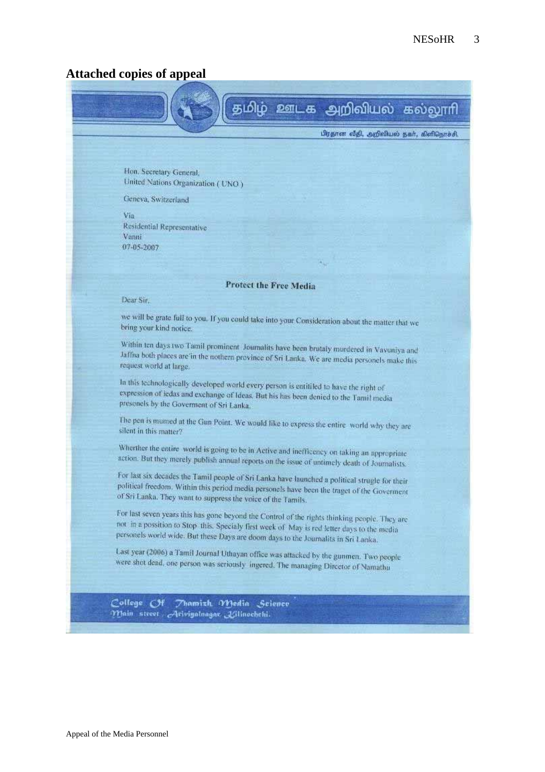## Attached copies of appeal

தமிழ் ஊடக அறிவியல் கல்லூரி

பிரதான வீதி, அறிவியல் நகர், கிளிநொச்சி.

Hon. Secretary General,
United Nations Organization ( UNO )

Geneva, Switzerland

Via
Residential Representative
Vanni
07-05-2007

**Protect the Free Media**

Dear Sir,

we will be grate full to you, If you could take into your Consideration about the matter that we bring your kind notice.

Within ten days two Tamil prominent Journalits have been brutaly murdered in Vavuniya and Jaffna both places are in the nothern province of Sri Lanka. We are media personels make this request world at large.

In this technologically developed world every person is entitiled to have the right of expression of iedas and exchange of Ideas. But his has been denied to the Tamil media presonels by the Goverment of Sri Lanka.

The pen is mumed at the Gun Point. We would like to express the entire world why they are silent in this matter?

Wherther the entire world is going to be in Active and inefficency on taking an appropriate action. But they merely publish annual reports on the issue of untimely death of Journalists.

For last six decades the Tamil people of Sri Lanka have launched a political strugle for their political freedom. Within this period media personels have been the traget of the Goverment of Sri Lanka. They want to suppress the voice of the Tamils.

For last seven years this has gone beyond the Control of the rights thinking people. They are not in a possition to Stop this. Specialy first week of May is red letter days to the media personels world wide. But these Days are doom days to the Journalits in Sri Lanka.

Last year (2006) a Tamil Journal Uthayan office was attacked by the gunmen. Two people were shot dead, one person was seriously ingered. The managing Director of Namathu

College Of Thamizh Media Science
Main street, Arivigalnagar, Kilinochchi.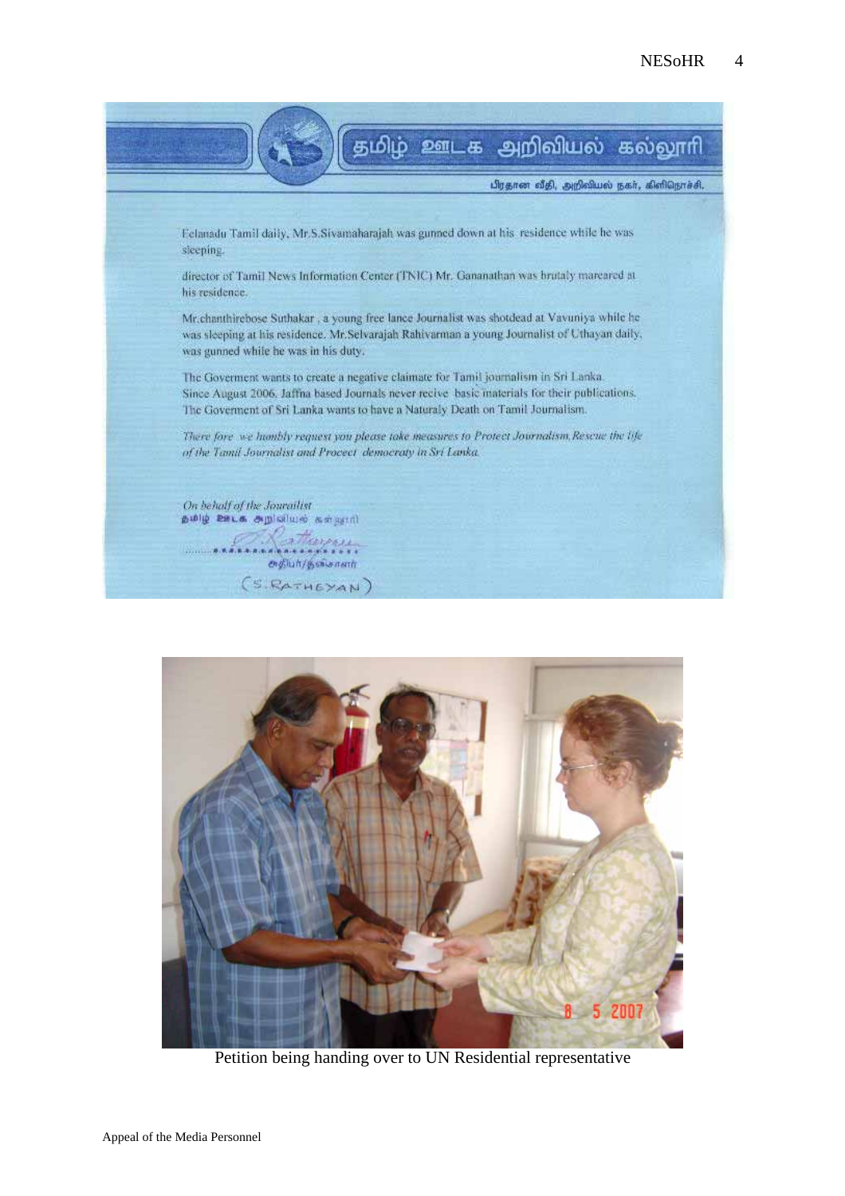தமிழ் ஊடக அறிவியல் கல்லூரி

பிரதான வீதி, அறிவியல் நகர், கிளிநொச்சி.

Eelanadu Tamil daily, Mr.S.Sivamaharajah was gunned down at his residence while he was sleeping.

director of Tamil News Information Center (TNIC) Mr. Gananathan was brutaly mareared at his residence.

Mr.chanthirebose Suthakar , a young free lance Journalist was shotdead at Vavuniya while he was sleeping at his residence. Mr.Selvarajah Rahivarman a young Journalist of Uthayan daily, was gunned while he was in his duty.

The Goverment wants to create a negative claimate for Tamil journalism in Sri Lanka. Since August 2006, Jaffna based Journals never recive basic materials for their publications. The Goverment of Sri Lanka wants to have a Naturaly Death on Tamil Journalism.

*There fore we humbly request you please take measures to Protect Journalism,Rescue the life of the Tamil Journalist and Procect democraty in Sri Lanka.*

*On behalf of the Jouralist*
தமிழ் ஊடக அறிவியல் கல்லூரி

அதிபர்/இயக்குனர்

(S.RATHEYAN)

8 5 2007

Petition being handing over to UN Residential representative

Appeal of the Media Personnel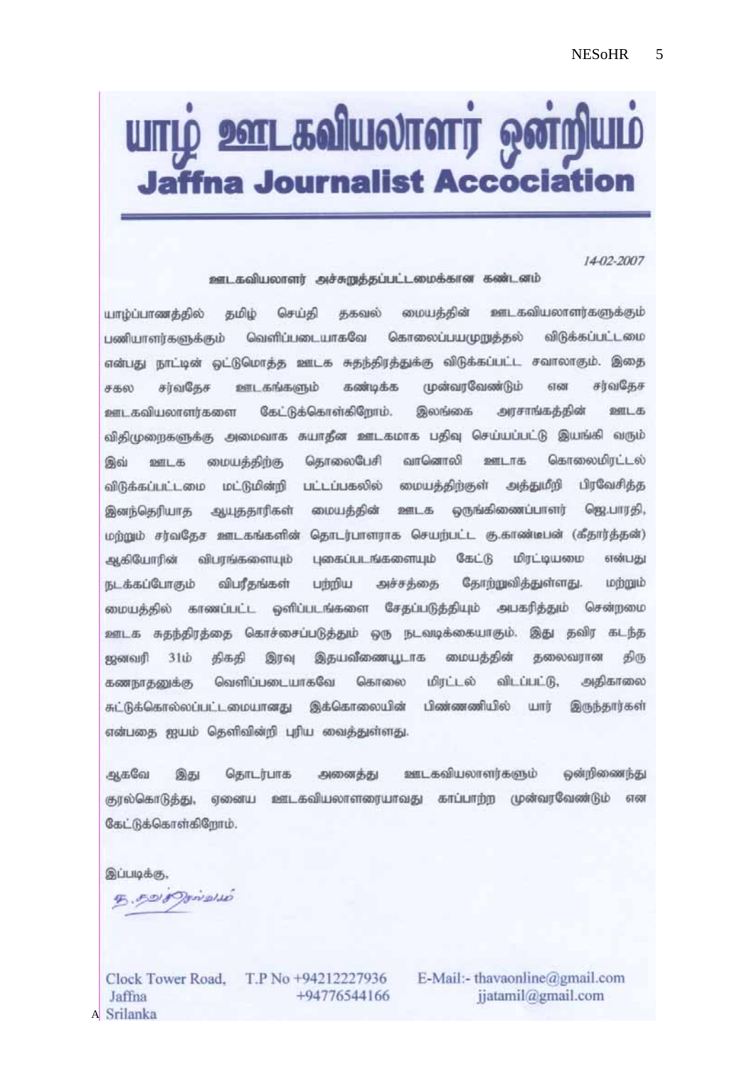# யாழ் ஊடகவியலாளர் ஒன்றியம்
## Jaffna Journalist Accociation

14-02-2007

**ஊடகவியலாளர் அச்சுறுத்தப்பட்டமைக்கான கண்டனம்**

யாழ்ப்பாணத்தில் தமிழ் செய்தி தகவல் மையத்தின் ஊடகவியலாளர்களுக்கும் பணியாளர்களுக்கும் வெளிப்படையாகவே கொலைப்பயமுறுத்தல் விடுக்கப்பட்டமை என்பது நாட்டின் ஒட்டுமொத்த ஊடக சுதந்திரத்துக்கு விடுக்கப்பட்ட சவாலாகும். இதை சகல சர்வதேச ஊடகங்களும் கண்டிக்க முன்வரவேண்டும் என சர்வதேச ஊடகவியலாளர்களை கேட்டுக்கொள்கிறோம். இலங்கை அரசாங்கத்தின் ஊடக விதிமுறைகளுக்கு அமைவாக சுயாதீன ஊடகமாக பதிவு செய்யப்பட்டு இயங்கி வரும் இவ் ஊடக மையத்திற்கு தொலைபேசி வானொலி ஊடாக கொலைமிரட்டல் விடுக்கப்பட்டமை மட்டுமின்றி பட்டப்பகலில் மையத்திற்குள் அத்துமீறி பிரவேசித்த இனந்தெரியாத ஆயுததாரிகள் மையத்தின் ஊடக ஒருங்கிணைப்பாளர் ஜெ.பாரதி, மற்றும் சர்வதேச ஊடகங்களின் தொடர்பாளராக செயற்பட்ட கு.காண்டீபன் (சீதார்த்தன்) ஆகியோரின் விபரங்களையும் புகைப்படங்களையும் கேட்டு மிரட்டியமை என்பது நடக்கப்போகும் விபரீதங்கள் பற்றிய அச்சத்தை தோற்றுவித்துள்ளது. மற்றும் மையத்தில் காணப்பட்ட ஒளிப்படங்களை சேதப்படுத்தியும் அபகரித்தும் சென்றமை ஊடக சுதந்திரத்தை கொச்சைப்படுத்தும் ஒரு நடவடிக்கையாகும். இது தவிர கடந்த ஜனவரி 31ம் திகதி இரவு இதயவீணையூடாக மையத்தின் தலைவரான திரு கணநாதனுக்கு வெளிப்படையாகவே கொலை மிரட்டல் விடப்பட்டு, அதிகாலை சுட்டுக்கொல்லப்பட்டமையானது இக்கொலையின் பிண்ணணியில் யார் இருந்தார்கள் என்பதை ஐயம் தெளிவின்றி புரிய வைத்துள்ளது.

ஆகவே இது தொடர்பாக அனைத்து ஊடகவியலாளர்களும் ஒன்றிணைந்து குரல்கொடுத்து, ஏனைய ஊடகவியலாளரையாவது காப்பாற்ற முன்வரவேண்டும் என கேட்டுக்கொள்கிறோம்.

இப்படிக்கு,

த.தவச்செல்வம்

Clock Tower Road,
Jaffna
Srilanka

T.P No +94212227936
+94776544166

E-Mail:- thavaonline@gmail.com
jjatamil@gmail.com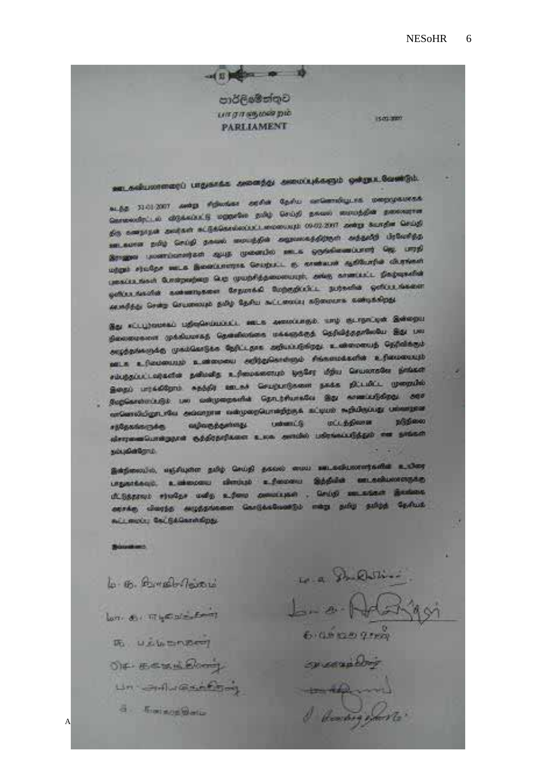පාර්ලිමේන්තුව

பாராளுமன்றம்

**PARLIAMENT**

15-02-2007

**ஊடகவியலாளரைப் பாதுகாக்க அனைத்து அமைப்புக்களும் ஒன்றுபட வேண்டும்.**

இங்ஙனம்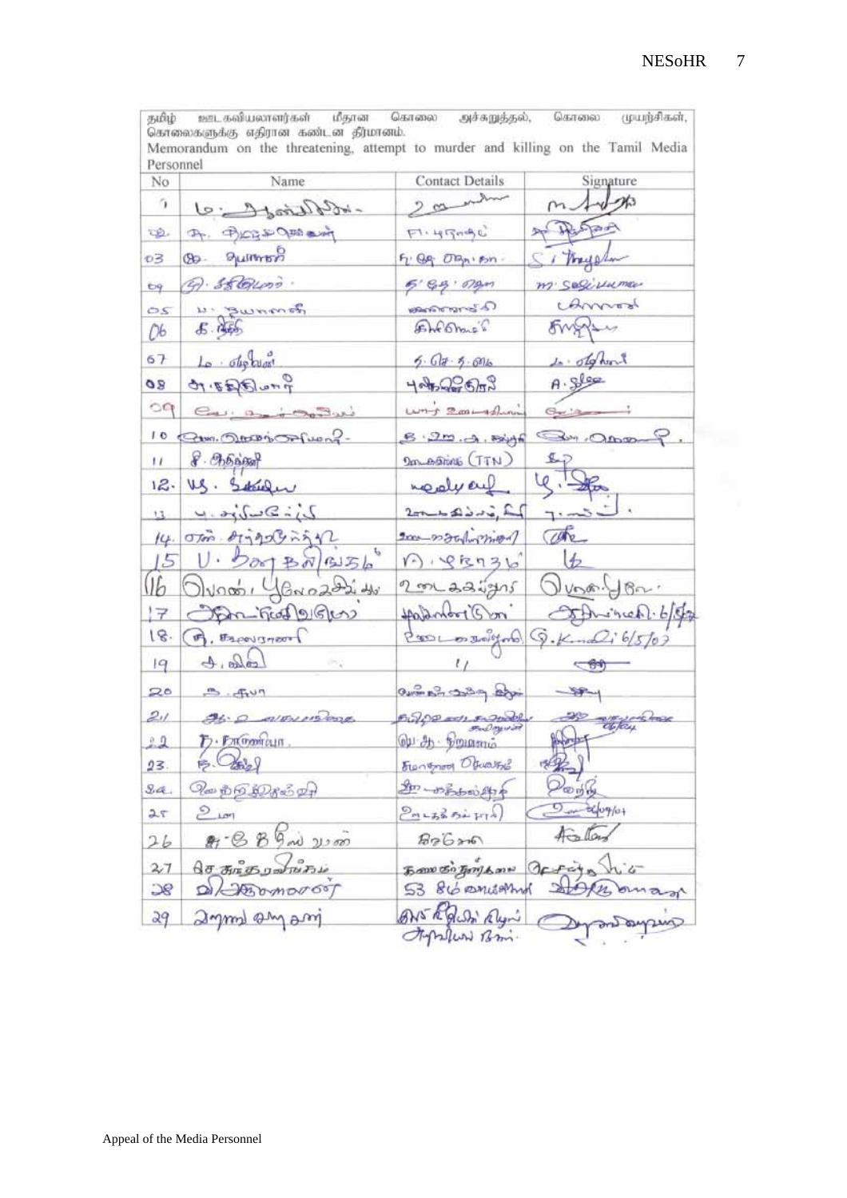தமிழ் ஊடகவியலாளர்கள் மீதான கொலை அச்சுறுத்தல், கொலை முயற்சிகள், கொலைகளுக்கு எதிரான கண்டன தீர்மானம்.

Memorandum on the threatening, attempt to murder and killing on the Tamil Media Personnel

| No | Name | Contact Details | Signature |
|---|---|---|---|
| 1 | | | |
| 02 | | | |
| 03 | | | |
| 04 | | | M. Sasikumar |
| 05 | | | |
| 06 | | | |
| 07 | | | |
| 08 | | | |
| 09 | | | |
| 10 | | | |
| 11 | | (TTN) | |
| 12 | | | |
| 13 | | | |
| 14 | | | |
| 15 | | | |
| 16 | | | |
| 17 | | | 6/5/07 |
| 18 | | | 6/5/07 |
| 19 | | " | |
| 20 | | | |
| 21 | | | |
| 22 | | | |
| 23 | | | |
| 24 | | | |
| 25 | | | 04/09/07 |
| 26 | | | |
| 27 | | | |
| 28 | | 53 | |
| 29 | | | |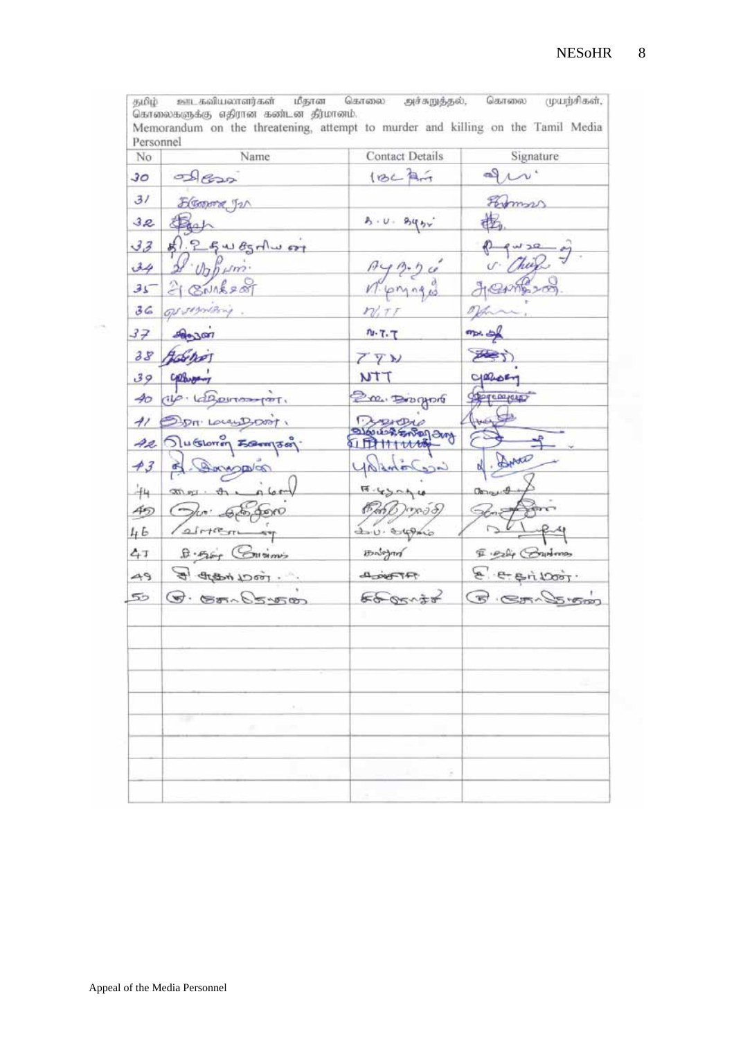தமிழ் ஊடகவியலாளர்கள் மீதான கொலை அச்சுறுத்தல், கொலை முயற்சிகள், கொலைகளுக்கு எதிரான கண்டன தீர்மானம்.

Memorandum on the threatening, attempt to murder and killing on the Tamil Media Personnel

| No | Name | Contact Details | Signature |
|---|---|---|---|
| 30 | | IBC | |
| 31 | | | |
| 32 | | | |
| 33 | | | |
| 34 | | | |
| 35 | | | |
| 36 | | | |
| 37 | | N.T.T | |
| 38 | | TTN | |
| 39 | | NTT | |
| 40 | | | |
| 41 | | | |
| 42 | | | |
| 43 | | | |
| 44 | | | |
| 45 | | | |
| 46 | | | |
| 47 | | | |
| 49 | | | |
| 50 | | | |
| | | | |
| | | | |
| | | | |
| | | | |
| | | | |
| | | | |
| | | | |
| | | | |

Appeal of the Media Personnel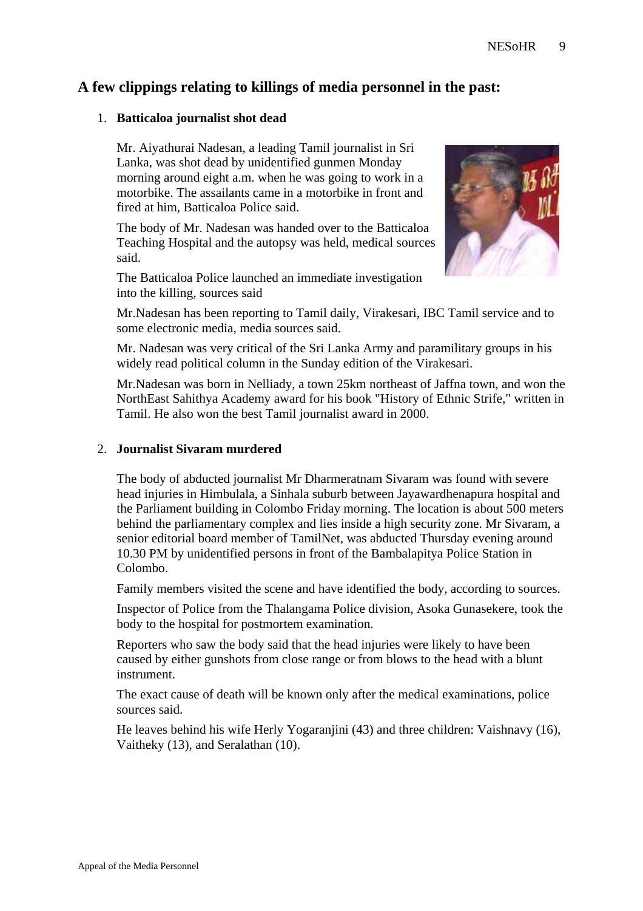## A few clippings relating to killings of media personnel in the past:

1. **Batticaloa journalist shot dead**

   Mr. Aiyathurai Nadesan, a leading Tamil journalist in Sri Lanka, was shot dead by unidentified gunmen Monday morning around eight a.m. when he was going to work in a motorbike. The assailants came in a motorbike in front and fired at him, Batticaloa Police said.

   The body of Mr. Nadesan was handed over to the Batticaloa Teaching Hospital and the autopsy was held, medical sources said.

   The Batticaloa Police launched an immediate investigation into the killing, sources said

   Mr.Nadesan has been reporting to Tamil daily, Virakesari, IBC Tamil service and to some electronic media, media sources said.

   Mr. Nadesan was very critical of the Sri Lanka Army and paramilitary groups in his widely read political column in the Sunday edition of the Virakesari.

   Mr.Nadesan was born in Nelliady, a town 25km northeast of Jaffna town, and won the NorthEast Sahithya Academy award for his book "History of Ethnic Strife," written in Tamil. He also won the best Tamil journalist award in 2000.

2. **Journalist Sivaram murdered**

   The body of abducted journalist Mr Dharmeratnam Sivaram was found with severe head injuries in Himbulala, a Sinhala suburb between Jayawardhenapura hospital and the Parliament building in Colombo Friday morning. The location is about 500 meters behind the parliamentary complex and lies inside a high security zone. Mr Sivaram, a senior editorial board member of TamilNet, was abducted Thursday evening around 10.30 PM by unidentified persons in front of the Bambalapitya Police Station in Colombo.

   Family members visited the scene and have identified the body, according to sources.

   Inspector of Police from the Thalangama Police division, Asoka Gunasekere, took the body to the hospital for postmortem examination.

   Reporters who saw the body said that the head injuries were likely to have been caused by either gunshots from close range or from blows to the head with a blunt instrument.

   The exact cause of death will be known only after the medical examinations, police sources said.

   He leaves behind his wife Herly Yogaranjini (43) and three children: Vaishnavy (16), Vaitheky (13), and Seralathan (10).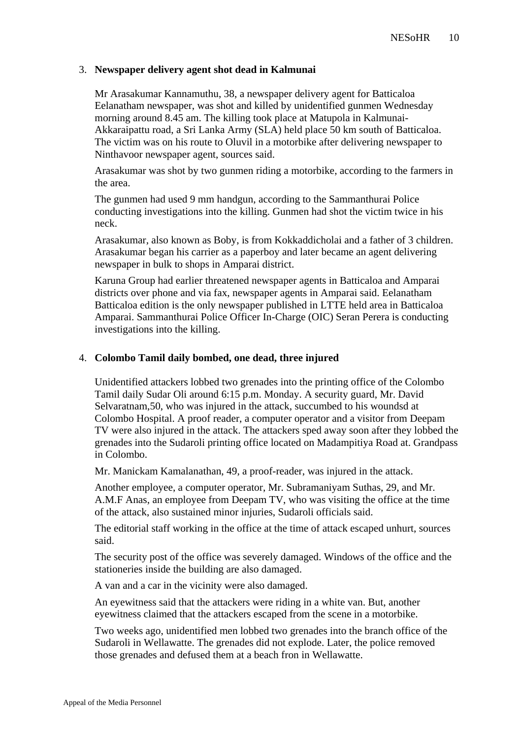3. **Newspaper delivery agent shot dead in Kalmunai**

   Mr Arasakumar Kannamuthu, 38, a newspaper delivery agent for Batticaloa Eelanatham newspaper, was shot and killed by unidentified gunmen Wednesday morning around 8.45 am. The killing took place at Matupola in Kalmunai-Akkaraipattu road, a Sri Lanka Army (SLA) held place 50 km south of Batticaloa. The victim was on his route to Oluvil in a motorbike after delivering newspaper to Ninthavoor newspaper agent, sources said.

   Arasakumar was shot by two gunmen riding a motorbike, according to the farmers in the area.

   The gunmen had used 9 mm handgun, according to the Sammanthurai Police conducting investigations into the killing. Gunmen had shot the victim twice in his neck.

   Arasakumar, also known as Boby, is from Kokkaddicholai and a father of 3 children. Arasakumar began his carrier as a paperboy and later became an agent delivering newspaper in bulk to shops in Amparai district.

   Karuna Group had earlier threatened newspaper agents in Batticaloa and Amparai districts over phone and via fax, newspaper agents in Amparai said. Eelanatham Batticaloa edition is the only newspaper published in LTTE held area in Batticaloa Amparai. Sammanthurai Police Officer In-Charge (OIC) Seran Perera is conducting investigations into the killing.

4. **Colombo Tamil daily bombed, one dead, three injured**

   Unidentified attackers lobbed two grenades into the printing office of the Colombo Tamil daily Sudar Oli around 6:15 p.m. Monday. A security guard, Mr. David Selvaratnam,50, who was injured in the attack, succumbed to his woundsd at Colombo Hospital. A proof reader, a computer operator and a visitor from Deepam TV were also injured in the attack. The attackers sped away soon after they lobbed the grenades into the Sudaroli printing office located on Madampitiya Road at. Grandpass in Colombo.

   Mr. Manickam Kamalanathan, 49, a proof-reader, was injured in the attack.

   Another employee, a computer operator, Mr. Subramaniyam Suthas, 29, and Mr. A.M.F Anas, an employee from Deepam TV, who was visiting the office at the time of the attack, also sustained minor injuries, Sudaroli officials said.

   The editorial staff working in the office at the time of attack escaped unhurt, sources said.

   The security post of the office was severely damaged. Windows of the office and the stationeries inside the building are also damaged.

   A van and a car in the vicinity were also damaged.

   An eyewitness said that the attackers were riding in a white van. But, another eyewitness claimed that the attackers escaped from the scene in a motorbike.

   Two weeks ago, unidentified men lobbed two grenades into the branch office of the Sudaroli in Wellawatte. The grenades did not explode. Later, the police removed those grenades and defused them at a beach fron in Wellawatte.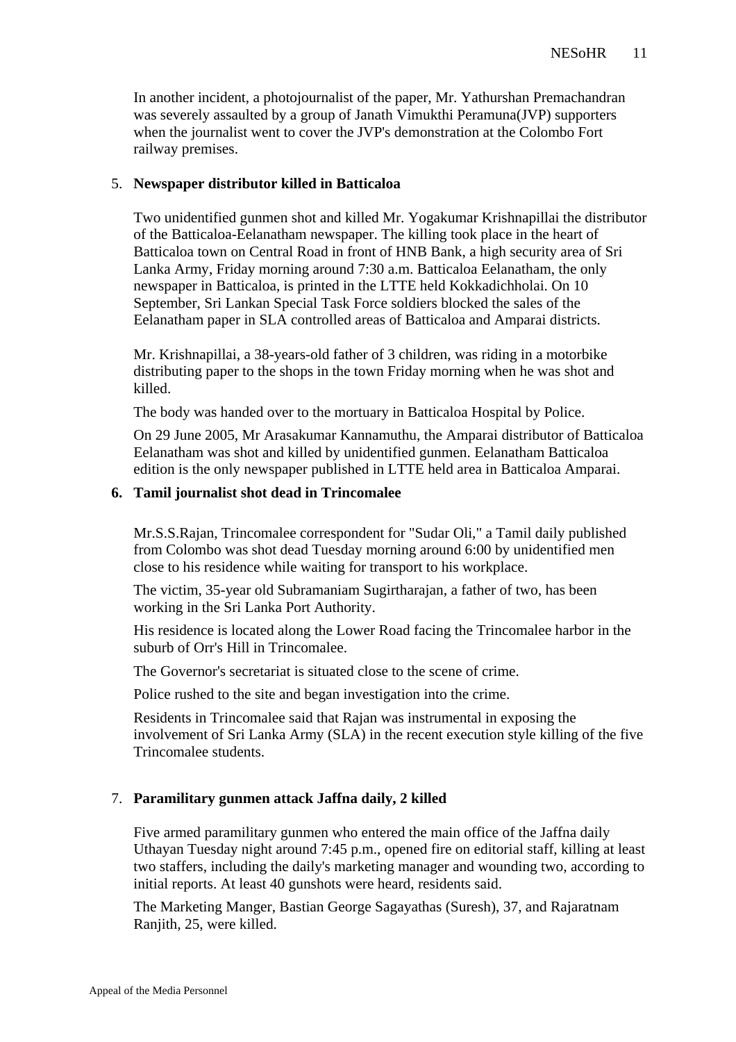In another incident, a photojournalist of the paper, Mr. Yathurshan Premachandran was severely assaulted by a group of Janath Vimukthi Peramuna(JVP) supporters when the journalist went to cover the JVP's demonstration at the Colombo Fort railway premises.

5. **Newspaper distributor killed in Batticaloa**

Two unidentified gunmen shot and killed Mr. Yogakumar Krishnapillai the distributor of the Batticaloa-Eelanatham newspaper. The killing took place in the heart of Batticaloa town on Central Road in front of HNB Bank, a high security area of Sri Lanka Army, Friday morning around 7:30 a.m. Batticaloa Eelanatham, the only newspaper in Batticaloa, is printed in the LTTE held Kokkadichholai. On 10 September, Sri Lankan Special Task Force soldiers blocked the sales of the Eelanatham paper in SLA controlled areas of Batticaloa and Amparai districts.

Mr. Krishnapillai, a 38-years-old father of 3 children, was riding in a motorbike distributing paper to the shops in the town Friday morning when he was shot and killed.

The body was handed over to the mortuary in Batticaloa Hospital by Police.

On 29 June 2005, Mr Arasakumar Kannamuthu, the Amparai distributor of Batticaloa Eelanatham was shot and killed by unidentified gunmen. Eelanatham Batticaloa edition is the only newspaper published in LTTE held area in Batticaloa Amparai.

6. **Tamil journalist shot dead in Trincomalee**

Mr.S.S.Rajan, Trincomalee correspondent for "Sudar Oli," a Tamil daily published from Colombo was shot dead Tuesday morning around 6:00 by unidentified men close to his residence while waiting for transport to his workplace.

The victim, 35-year old Subramaniam Sugirtharajan, a father of two, has been working in the Sri Lanka Port Authority.

His residence is located along the Lower Road facing the Trincomalee harbor in the suburb of Orr's Hill in Trincomalee.

The Governor's secretariat is situated close to the scene of crime.

Police rushed to the site and began investigation into the crime.

Residents in Trincomalee said that Rajan was instrumental in exposing the involvement of Sri Lanka Army (SLA) in the recent execution style killing of the five Trincomalee students.

7. **Paramilitary gunmen attack Jaffna daily, 2 killed**

Five armed paramilitary gunmen who entered the main office of the Jaffna daily Uthayan Tuesday night around 7:45 p.m., opened fire on editorial staff, killing at least two staffers, including the daily's marketing manager and wounding two, according to initial reports. At least 40 gunshots were heard, residents said.

The Marketing Manger, Bastian George Sagayathas (Suresh), 37, and Rajaratnam Ranjith, 25, were killed.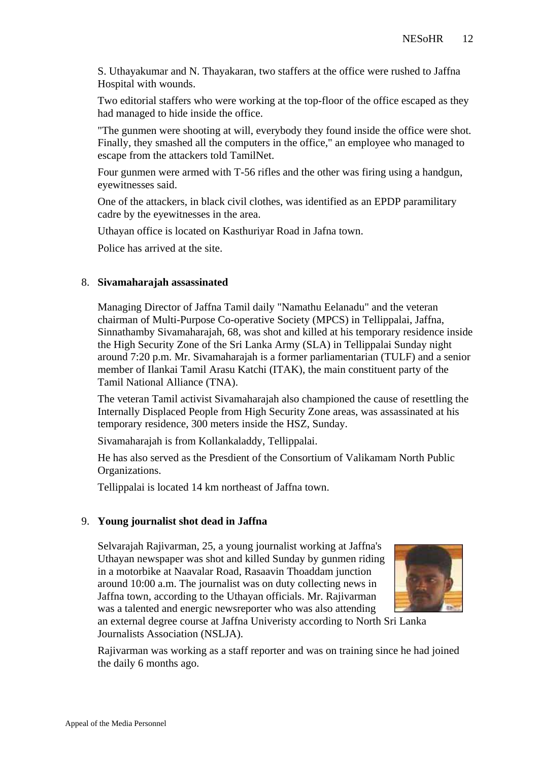S. Uthayakumar and N. Thayakaran, two staffers at the office were rushed to Jaffna Hospital with wounds.

Two editorial staffers who were working at the top-floor of the office escaped as they had managed to hide inside the office.

"The gunmen were shooting at will, everybody they found inside the office were shot. Finally, they smashed all the computers in the office," an employee who managed to escape from the attackers told TamilNet.

Four gunmen were armed with T-56 rifles and the other was firing using a handgun, eyewitnesses said.

One of the attackers, in black civil clothes, was identified as an EPDP paramilitary cadre by the eyewitnesses in the area.

Uthayan office is located on Kasthuriyar Road in Jafna town.

Police has arrived at the site.

8. **Sivamaharajah assassinated**

Managing Director of Jaffna Tamil daily "Namathu Eelanadu" and the veteran chairman of Multi-Purpose Co-operative Society (MPCS) in Tellippalai, Jaffna, Sinnathamby Sivamaharajah, 68, was shot and killed at his temporary residence inside the High Security Zone of the Sri Lanka Army (SLA) in Tellippalai Sunday night around 7:20 p.m. Mr. Sivamaharajah is a former parliamentarian (TULF) and a senior member of Ilankai Tamil Arasu Katchi (ITAK), the main constituent party of the Tamil National Alliance (TNA).

The veteran Tamil activist Sivamaharajah also championed the cause of resettling the Internally Displaced People from High Security Zone areas, was assassinated at his temporary residence, 300 meters inside the HSZ, Sunday.

Sivamaharajah is from Kollankaladdy, Tellippalai.

He has also served as the Presdient of the Consortium of Valikamam North Public Organizations.

Tellippalai is located 14 km northeast of Jaffna town.

9. **Young journalist shot dead in Jaffna**

Selvarajah Rajivarman, 25, a young journalist working at Jaffna's Uthayan newspaper was shot and killed Sunday by gunmen riding in a motorbike at Naavalar Road, Rasaavin Thoaddam junction around 10:00 a.m. The journalist was on duty collecting news in Jaffna town, according to the Uthayan officials. Mr. Rajivarman was a talented and energic newsreporter who was also attending an external degree course at Jaffna Univeristy according to North Sri Lanka Journalists Association (NSLJA).

Rajivarman was working as a staff reporter and was on training since he had joined the daily 6 months ago.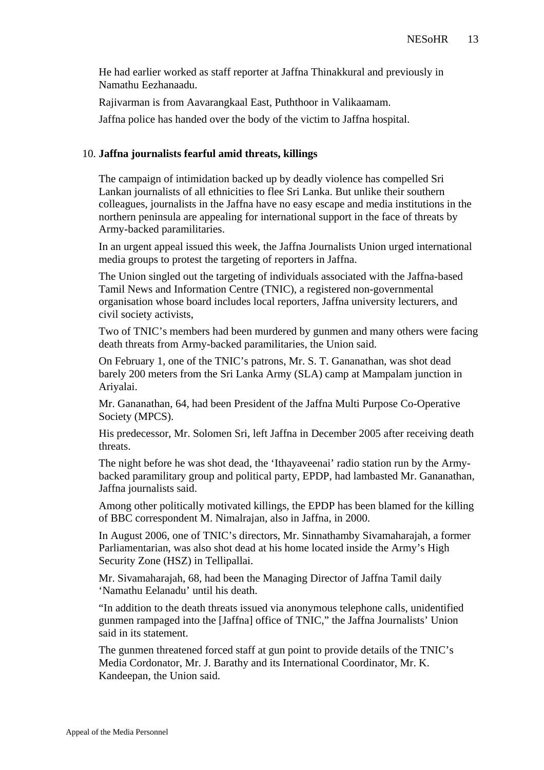He had earlier worked as staff reporter at Jaffna Thinakkural and previously in Namathu Eezhanaadu.

Rajivarman is from Aavarangkaal East, Puththoor in Valikaamam.

Jaffna police has handed over the body of the victim to Jaffna hospital.

10. **Jaffna journalists fearful amid threats, killings**

The campaign of intimidation backed up by deadly violence has compelled Sri Lankan journalists of all ethnicities to flee Sri Lanka. But unlike their southern colleagues, journalists in the Jaffna have no easy escape and media institutions in the northern peninsula are appealing for international support in the face of threats by Army-backed paramilitaries.

In an urgent appeal issued this week, the Jaffna Journalists Union urged international media groups to protest the targeting of reporters in Jaffna.

The Union singled out the targeting of individuals associated with the Jaffna-based Tamil News and Information Centre (TNIC), a registered non-governmental organisation whose board includes local reporters, Jaffna university lecturers, and civil society activists,

Two of TNIC's members had been murdered by gunmen and many others were facing death threats from Army-backed paramilitaries, the Union said.

On February 1, one of the TNIC's patrons, Mr. S. T. Gananathan, was shot dead barely 200 meters from the Sri Lanka Army (SLA) camp at Mampalam junction in Ariyalai.

Mr. Gananathan, 64, had been President of the Jaffna Multi Purpose Co-Operative Society (MPCS).

His predecessor, Mr. Solomen Sri, left Jaffna in December 2005 after receiving death threats.

The night before he was shot dead, the 'Ithayaveenai' radio station run by the Army-backed paramilitary group and political party, EPDP, had lambasted Mr. Gananathan, Jaffna journalists said.

Among other politically motivated killings, the EPDP has been blamed for the killing of BBC correspondent M. Nimalrajan, also in Jaffna, in 2000.

In August 2006, one of TNIC's directors, Mr. Sinnathamby Sivamaharajah, a former Parliamentarian, was also shot dead at his home located inside the Army's High Security Zone (HSZ) in Tellipallai.

Mr. Sivamaharajah, 68, had been the Managing Director of Jaffna Tamil daily 'Namathu Eelanadu' until his death.

"In addition to the death threats issued via anonymous telephone calls, unidentified gunmen rampaged into the [Jaffna] office of TNIC," the Jaffna Journalists' Union said in its statement.

The gunmen threatened forced staff at gun point to provide details of the TNIC's Media Cordonator, Mr. J. Barathy and its International Coordinator, Mr. K. Kandeepan, the Union said.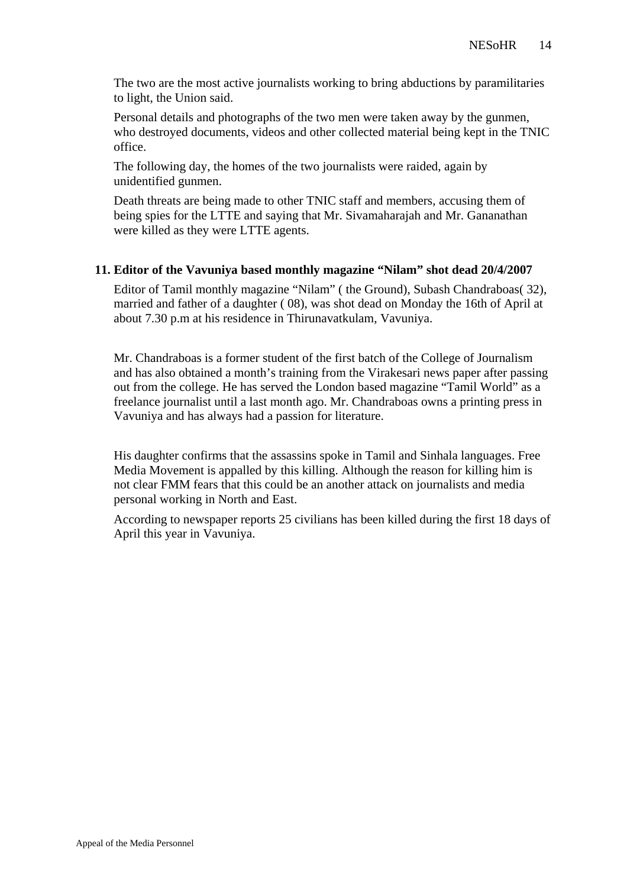The two are the most active journalists working to bring abductions by paramilitaries to light, the Union said.

Personal details and photographs of the two men were taken away by the gunmen, who destroyed documents, videos and other collected material being kept in the TNIC office.

The following day, the homes of the two journalists were raided, again by unidentified gunmen.

Death threats are being made to other TNIC staff and members, accusing them of being spies for the LTTE and saying that Mr. Sivamaharajah and Mr. Gananathan were killed as they were LTTE agents.

**11. Editor of the Vavuniya based monthly magazine "Nilam" shot dead 20/4/2007**

Editor of Tamil monthly magazine "Nilam" ( the Ground), Subash Chandraboas( 32), married and father of a daughter ( 08), was shot dead on Monday the 16th of April at about 7.30 p.m at his residence in Thirunavatkulam, Vavuniya.

Mr. Chandraboas is a former student of the first batch of the College of Journalism and has also obtained a month's training from the Virakesari news paper after passing out from the college. He has served the London based magazine "Tamil World" as a freelance journalist until a last month ago. Mr. Chandraboas owns a printing press in Vavuniya and has always had a passion for literature.

His daughter confirms that the assassins spoke in Tamil and Sinhala languages. Free Media Movement is appalled by this killing. Although the reason for killing him is not clear FMM fears that this could be an another attack on journalists and media personal working in North and East.

According to newspaper reports 25 civilians has been killed during the first 18 days of April this year in Vavuniya.